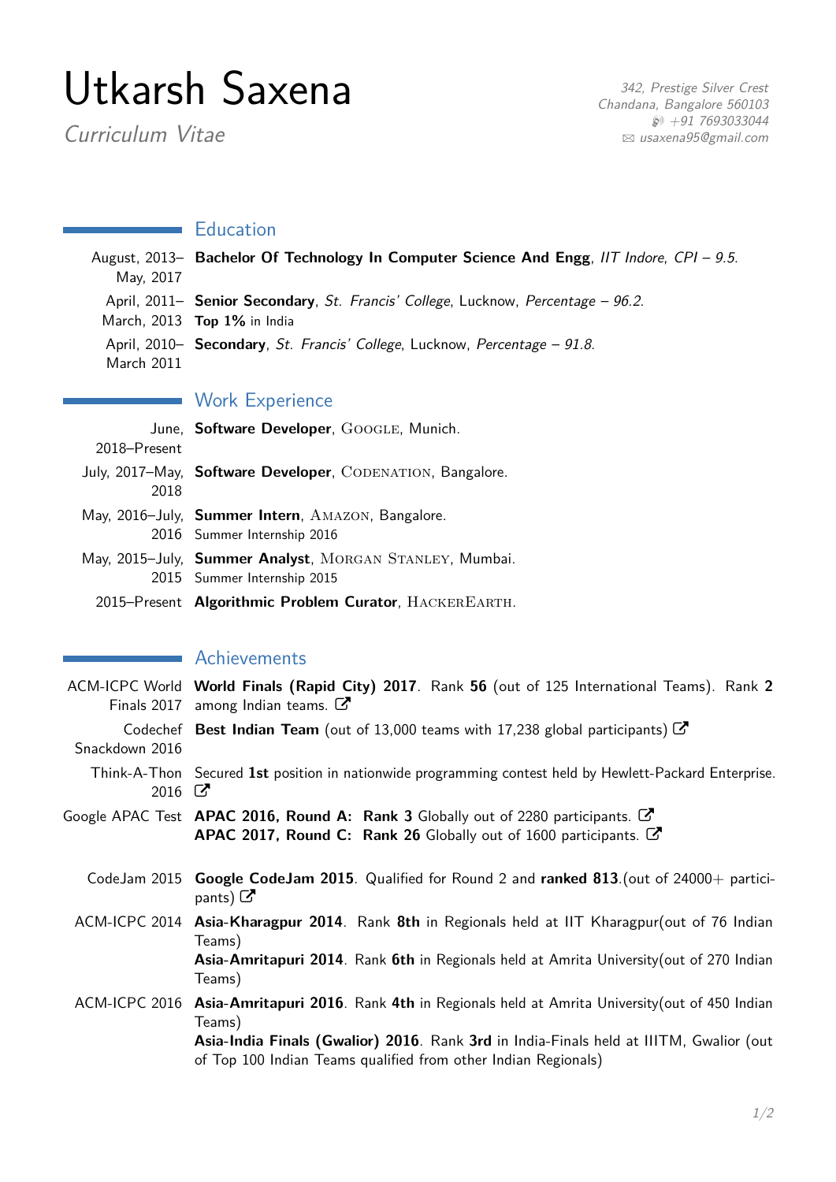# Utkarsh Saxena

*Curriculum Vitae*

*342, Prestige Silver Crest*
*Chandana, Bangalore 560103*
*+91 7693033044*
*usaxena95@gmail.com*

## Education

August, 2013–May, 2017 — **Bachelor Of Technology In Computer Science And Engg**, *IIT Indore*, *CPI – 9.5*.

April, 2011–March, 2013 — **Senior Secondary**, *St. Francis' College*, Lucknow, *Percentage – 96.2*.
**Top 1%** in India

April, 2010–March 2011 — **Secondary**, *St. Francis' College*, Lucknow, *Percentage – 91.8*.

## Work Experience

June, 2018–Present — **Software Developer**, Google, Munich.

July, 2017–May, 2018 — **Software Developer**, Codenation, Bangalore.

May, 2016–July, 2016 — **Summer Intern**, Amazon, Bangalore.
Summer Internship 2016

May, 2015–July, 2015 — **Summer Analyst**, Morgan Stanley, Mumbai.
Summer Internship 2015

2015–Present — **Algorithmic Problem Curator**, HackerEarth.

## Achievements

ACM-ICPC World Finals 2017 — **World Finals (Rapid City) 2017**. Rank **56** (out of 125 International Teams). Rank **2** among Indian teams.

Codechef Snackdown 2016 — **Best Indian Team** (out of 13,000 teams with 17,238 global participants)

Think-A-Thon 2016 — Secured **1st** position in nationwide programming contest held by Hewlett-Packard Enterprise.

Google APAC Test — **APAC 2016, Round A: Rank 3** Globally out of 2280 participants.
**APAC 2017, Round C: Rank 26** Globally out of 1600 participants.

CodeJam 2015 — **Google CodeJam 2015**. Qualified for Round 2 and **ranked 813**.(out of 24000+ participants)

ACM-ICPC 2014 — **Asia-Kharagpur 2014**. Rank **8th** in Regionals held at IIT Kharagpur(out of 76 Indian Teams)
**Asia-Amritapuri 2014**. Rank **6th** in Regionals held at Amrita University(out of 270 Indian Teams)

ACM-ICPC 2016 — **Asia-Amritapuri 2016**. Rank **4th** in Regionals held at Amrita University(out of 450 Indian Teams)
**Asia-India Finals (Gwalior) 2016**. Rank **3rd** in India-Finals held at IIITM, Gwalior (out of Top 100 Indian Teams qualified from other Indian Regionals)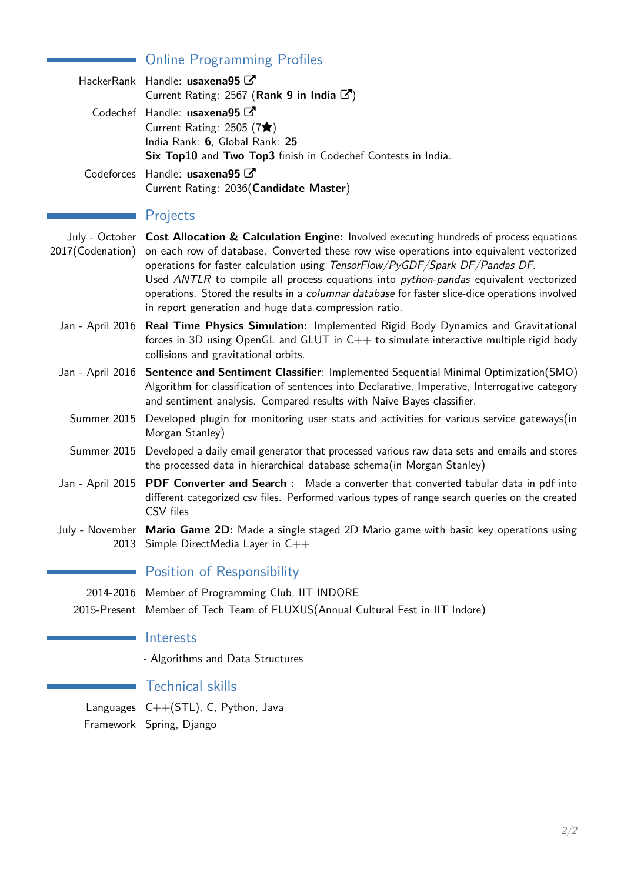## Online Programming Profiles

**HackerRank** Handle: **usaxena95**
Current Rating: 2567 (**Rank 9 in India**)

**Codechef** Handle: **usaxena95**
Current Rating: 2505 (7★)
India Rank: **6**, Global Rank: **25**
**Six Top10** and **Two Top3** finish in Codechef Contests in India.

**Codeforces** Handle: **usaxena95**
Current Rating: 2036(**Candidate Master**)

## Projects

**July - October 2017(Codenation)** **Cost Allocation & Calculation Engine:** Involved executing hundreds of process equations on each row of database. Converted these row wise operations into equivalent vectorized operations for faster calculation using *TensorFlow/PyGDF/Spark DF/Pandas DF*.
Used *ANTLR* to compile all process equations into *python-pandas* equivalent vectorized operations. Stored the results in a *columnar database* for faster slice-dice operations involved in report generation and huge data compression ratio.

**Jan - April 2016** **Real Time Physics Simulation:** Implemented Rigid Body Dynamics and Gravitational forces in 3D using OpenGL and GLUT in C++ to simulate interactive multiple rigid body collisions and gravitational orbits.

**Jan - April 2016** **Sentence and Sentiment Classifier**: Implemented Sequential Minimal Optimization(SMO) Algorithm for classification of sentences into Declarative, Imperative, Interrogative category and sentiment analysis. Compared results with Naive Bayes classifier.

**Summer 2015** Developed plugin for monitoring user stats and activities for various service gateways(in Morgan Stanley)

**Summer 2015** Developed a daily email generator that processed various raw data sets and emails and stores the processed data in hierarchical database schema(in Morgan Stanley)

**Jan - April 2015** **PDF Converter and Search :** Made a converter that converted tabular data in pdf into different categorized csv files. Performed various types of range search queries on the created CSV files

**July - November 2013** **Mario Game 2D:** Made a single staged 2D Mario game with basic key operations using Simple DirectMedia Layer in C++

## Position of Responsibility

**2014-2016** Member of Programming Club, IIT INDORE

**2015-Present** Member of Tech Team of FLUXUS(Annual Cultural Fest in IIT Indore)

## Interests

- Algorithms and Data Structures

## Technical skills

**Languages** C++(STL), C, Python, Java

**Framework** Spring, Django